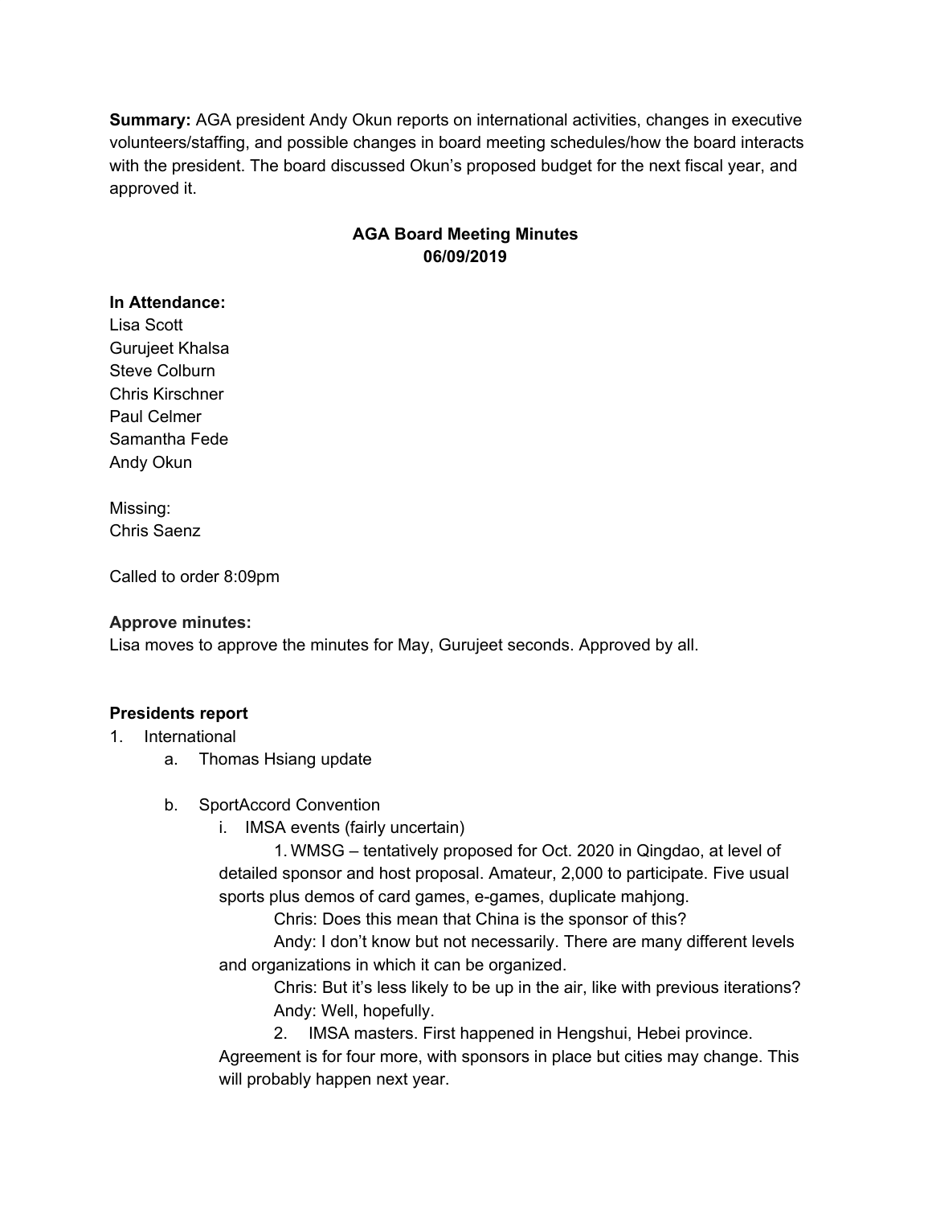**Summary:** AGA president Andy Okun reports on international activities, changes in executive volunteers/staffing, and possible changes in board meeting schedules/how the board interacts with the president. The board discussed Okun's proposed budget for the next fiscal year, and approved it.

## AGA Board Meeting Minutes
## 06/09/2019

**In Attendance:**
Lisa Scott
Gurujeet Khalsa
Steve Colburn
Chris Kirschner
Paul Celmer
Samantha Fede
Andy Okun

Missing:
Chris Saenz

Called to order 8:09pm

**Approve minutes:**
Lisa moves to approve the minutes for May, Gurujeet seconds. Approved by all.

**Presidents report**

1. International
    a. Thomas Hsiang update

    b. SportAccord Convention
        i. IMSA events (fairly uncertain)

            1. WMSG – tentatively proposed for Oct. 2020 in Qingdao, at level of detailed sponsor and host proposal. Amateur, 2,000 to participate. Five usual sports plus demos of card games, e-games, duplicate mahjong.

            Chris: Does this mean that China is the sponsor of this?

            Andy: I don't know but not necessarily. There are many different levels and organizations in which it can be organized.

            Chris: But it's less likely to be up in the air, like with previous iterations?

            Andy: Well, hopefully.

            2. IMSA masters. First happened in Hengshui, Hebei province. Agreement is for four more, with sponsors in place but cities may change. This will probably happen next year.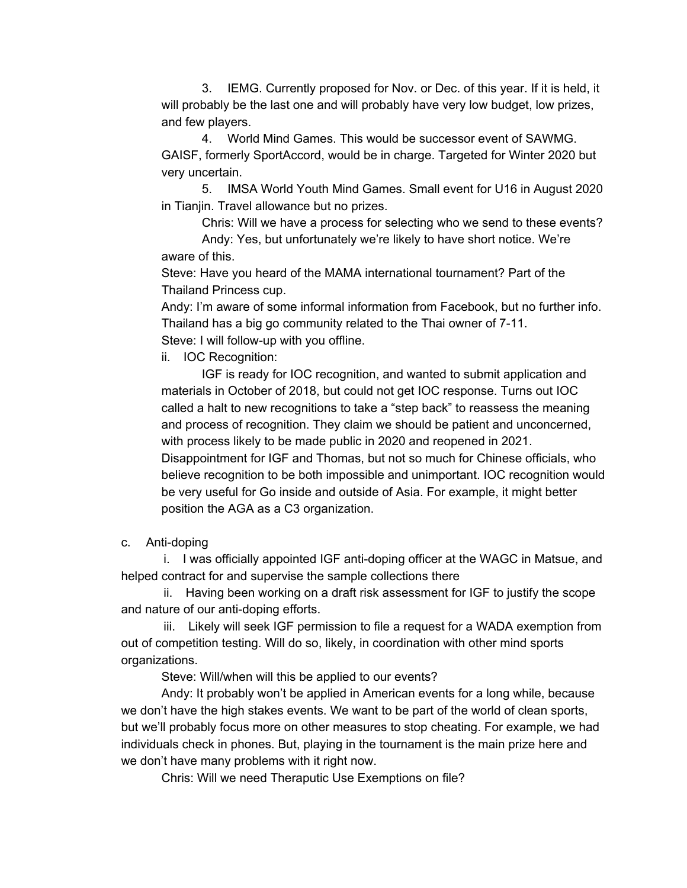3. IEMG. Currently proposed for Nov. or Dec. of this year. If it is held, it will probably be the last one and will probably have very low budget, low prizes, and few players.

4. World Mind Games. This would be successor event of SAWMG. GAISF, formerly SportAccord, would be in charge. Targeted for Winter 2020 but very uncertain.

5. IMSA World Youth Mind Games. Small event for U16 in August 2020 in Tianjin. Travel allowance but no prizes.

Chris: Will we have a process for selecting who we send to these events?

Andy: Yes, but unfortunately we're likely to have short notice. We're aware of this.

Steve: Have you heard of the MAMA international tournament? Part of the Thailand Princess cup.

Andy: I'm aware of some informal information from Facebook, but no further info. Thailand has a big go community related to the Thai owner of 7-11.

Steve: I will follow-up with you offline.

ii. IOC Recognition:

IGF is ready for IOC recognition, and wanted to submit application and materials in October of 2018, but could not get IOC response. Turns out IOC called a halt to new recognitions to take a "step back" to reassess the meaning and process of recognition. They claim we should be patient and unconcerned, with process likely to be made public in 2020 and reopened in 2021. Disappointment for IGF and Thomas, but not so much for Chinese officials, who believe recognition to be both impossible and unimportant. IOC recognition would be very useful for Go inside and outside of Asia. For example, it might better position the AGA as a C3 organization.

c. Anti-doping

i. I was officially appointed IGF anti-doping officer at the WAGC in Matsue, and helped contract for and supervise the sample collections there

ii. Having been working on a draft risk assessment for IGF to justify the scope and nature of our anti-doping efforts.

iii. Likely will seek IGF permission to file a request for a WADA exemption from out of competition testing. Will do so, likely, in coordination with other mind sports organizations.

Steve: Will/when will this be applied to our events?

Andy: It probably won't be applied in American events for a long while, because we don't have the high stakes events. We want to be part of the world of clean sports, but we'll probably focus more on other measures to stop cheating. For example, we had individuals check in phones. But, playing in the tournament is the main prize here and we don't have many problems with it right now.

Chris: Will we need Theraputic Use Exemptions on file?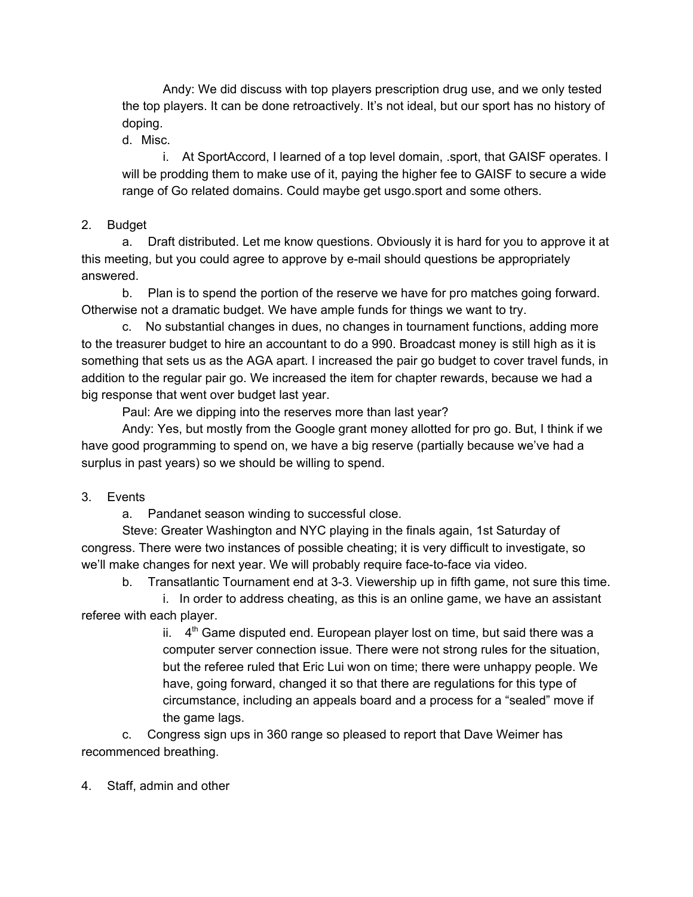Andy: We did discuss with top players prescription drug use, and we only tested the top players. It can be done retroactively. It's not ideal, but our sport has no history of doping.

d. Misc.

i. At SportAccord, I learned of a top level domain, .sport, that GAISF operates. I will be prodding them to make use of it, paying the higher fee to GAISF to secure a wide range of Go related domains. Could maybe get usgo.sport and some others.

2. Budget

a. Draft distributed. Let me know questions. Obviously it is hard for you to approve it at this meeting, but you could agree to approve by e-mail should questions be appropriately answered.

b. Plan is to spend the portion of the reserve we have for pro matches going forward. Otherwise not a dramatic budget. We have ample funds for things we want to try.

c. No substantial changes in dues, no changes in tournament functions, adding more to the treasurer budget to hire an accountant to do a 990. Broadcast money is still high as it is something that sets us as the AGA apart. I increased the pair go budget to cover travel funds, in addition to the regular pair go. We increased the item for chapter rewards, because we had a big response that went over budget last year.

Paul: Are we dipping into the reserves more than last year?

Andy: Yes, but mostly from the Google grant money allotted for pro go. But, I think if we have good programming to spend on, we have a big reserve (partially because we've had a surplus in past years) so we should be willing to spend.

3. Events

a. Pandanet season winding to successful close.

Steve: Greater Washington and NYC playing in the finals again, 1st Saturday of congress. There were two instances of possible cheating; it is very difficult to investigate, so we'll make changes for next year. We will probably require face-to-face via video.

b. Transatlantic Tournament end at 3-3. Viewership up in fifth game, not sure this time.

i. In order to address cheating, as this is an online game, we have an assistant referee with each player.

ii. 4th Game disputed end. European player lost on time, but said there was a computer server connection issue. There were not strong rules for the situation, but the referee ruled that Eric Lui won on time; there were unhappy people. We have, going forward, changed it so that there are regulations for this type of circumstance, including an appeals board and a process for a "sealed" move if the game lags.

c. Congress sign ups in 360 range so pleased to report that Dave Weimer has recommenced breathing.

4. Staff, admin and other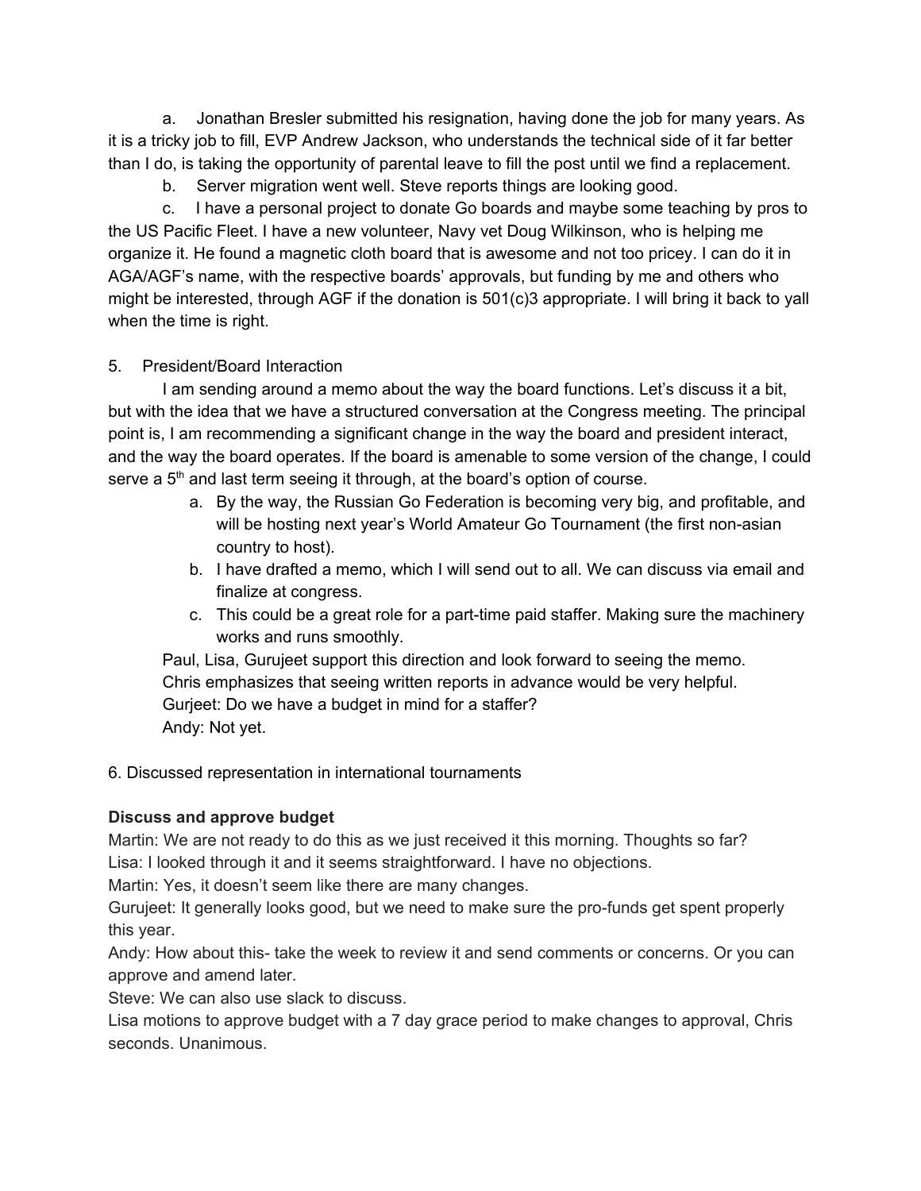a. Jonathan Bresler submitted his resignation, having done the job for many years. As it is a tricky job to fill, EVP Andrew Jackson, who understands the technical side of it far better than I do, is taking the opportunity of parental leave to fill the post until we find a replacement.

b. Server migration went well. Steve reports things are looking good.

c. I have a personal project to donate Go boards and maybe some teaching by pros to the US Pacific Fleet. I have a new volunteer, Navy vet Doug Wilkinson, who is helping me organize it. He found a magnetic cloth board that is awesome and not too pricey. I can do it in AGA/AGF's name, with the respective boards' approvals, but funding by me and others who might be interested, through AGF if the donation is 501(c)3 appropriate. I will bring it back to yall when the time is right.

5. President/Board Interaction

I am sending around a memo about the way the board functions. Let's discuss it a bit, but with the idea that we have a structured conversation at the Congress meeting. The principal point is, I am recommending a significant change in the way the board and president interact, and the way the board operates. If the board is amenable to some version of the change, I could serve a 5th and last term seeing it through, at the board's option of course.

a. By the way, the Russian Go Federation is becoming very big, and profitable, and will be hosting next year's World Amateur Go Tournament (the first non-asian country to host).
b. I have drafted a memo, which I will send out to all. We can discuss via email and finalize at congress.
c. This could be a great role for a part-time paid staffer. Making sure the machinery works and runs smoothly.

Paul, Lisa, Gurujeet support this direction and look forward to seeing the memo.
Chris emphasizes that seeing written reports in advance would be very helpful.
Gurjeet: Do we have a budget in mind for a staffer?
Andy: Not yet.

6. Discussed representation in international tournaments

**Discuss and approve budget**

Martin: We are not ready to do this as we just received it this morning. Thoughts so far?
Lisa: I looked through it and it seems straightforward. I have no objections.
Martin: Yes, it doesn't seem like there are many changes.
Gurujeet: It generally looks good, but we need to make sure the pro-funds get spent properly this year.
Andy: How about this- take the week to review it and send comments or concerns. Or you can approve and amend later.
Steve: We can also use slack to discuss.
Lisa motions to approve budget with a 7 day grace period to make changes to approval, Chris seconds. Unanimous.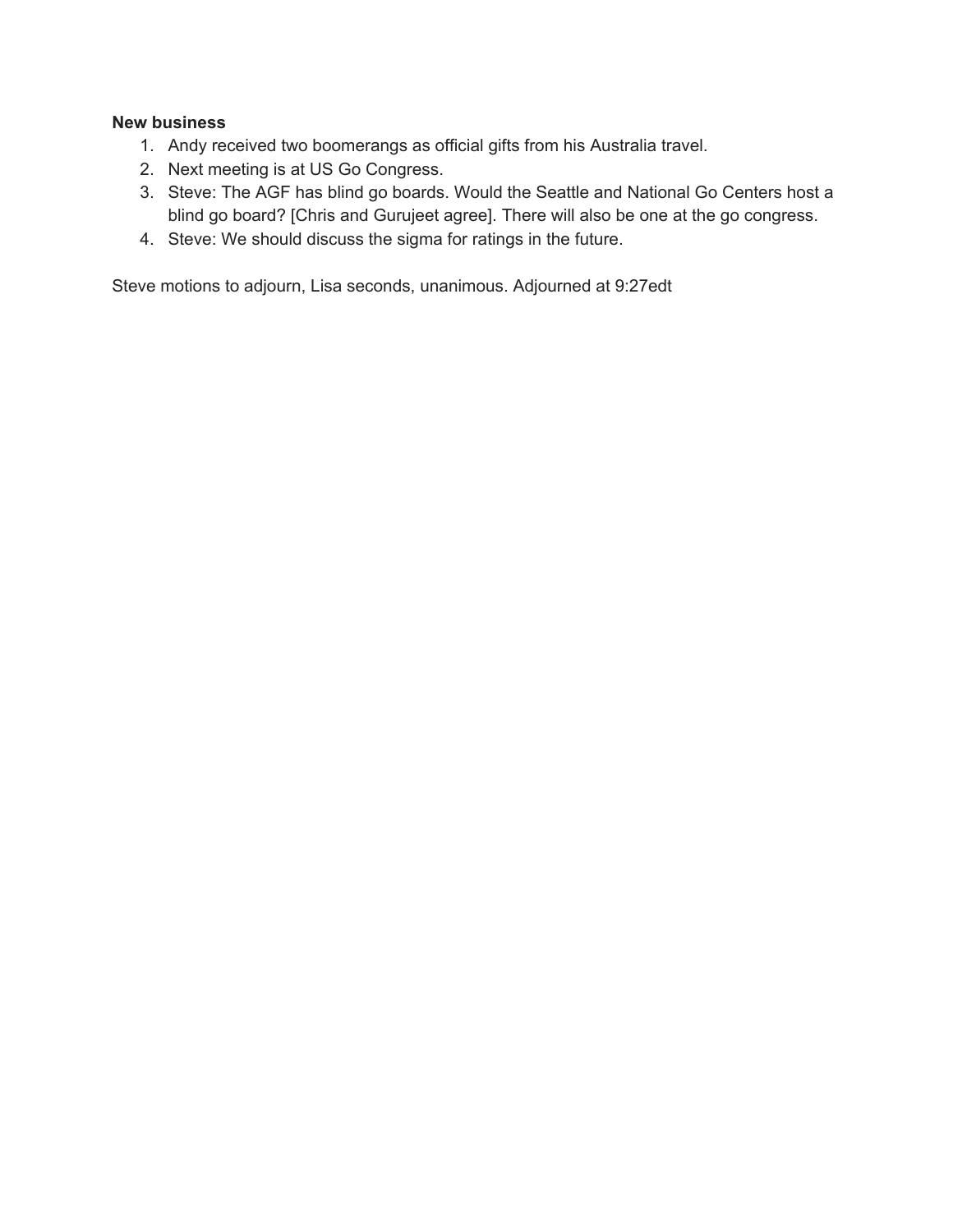**New business**

1. Andy received two boomerangs as official gifts from his Australia travel.
2. Next meeting is at US Go Congress.
3. Steve: The AGF has blind go boards. Would the Seattle and National Go Centers host a blind go board? [Chris and Gurujeet agree]. There will also be one at the go congress.
4. Steve: We should discuss the sigma for ratings in the future.

Steve motions to adjourn, Lisa seconds, unanimous. Adjourned at 9:27edt